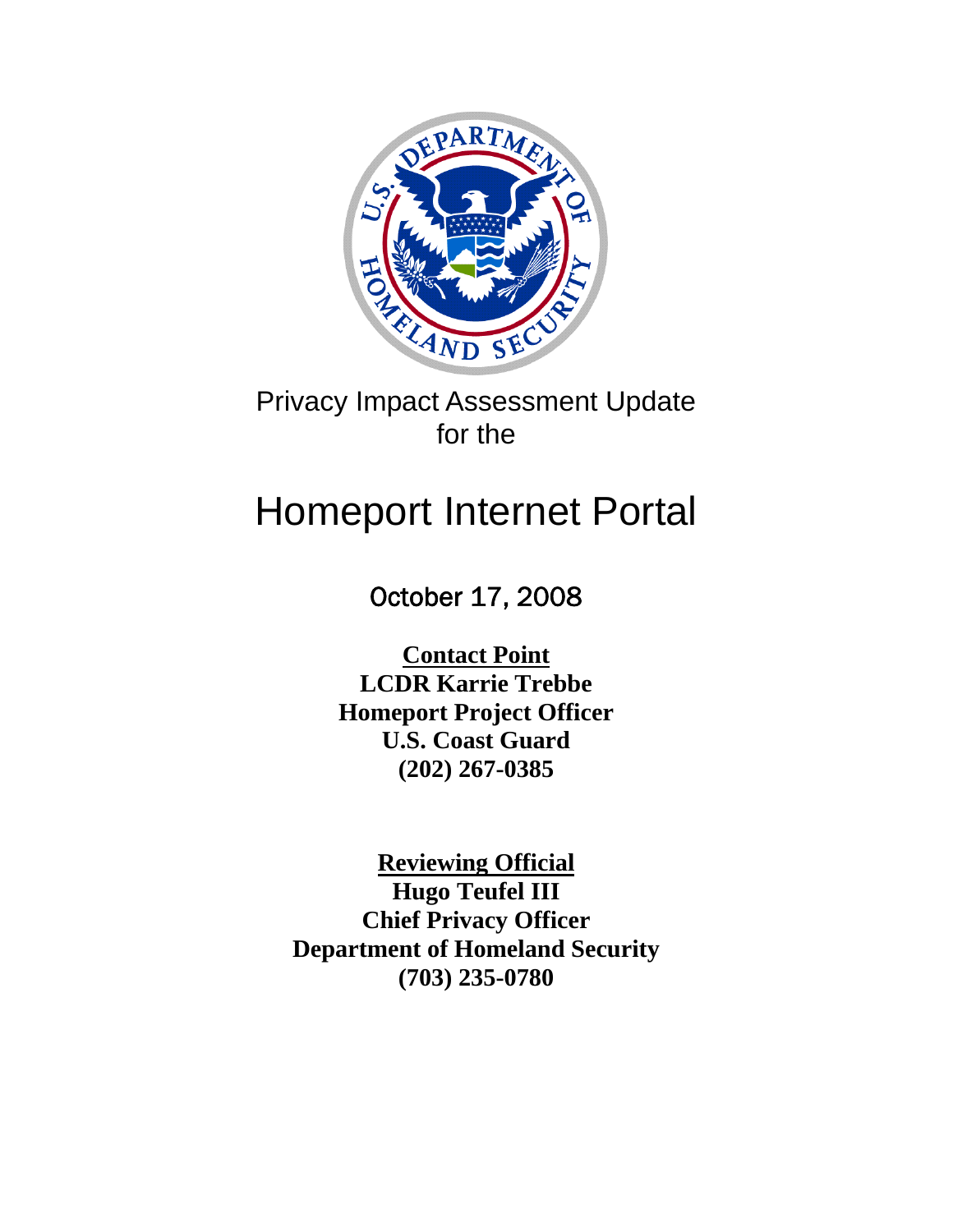Privacy Impact Assessment Update
for the

# Homeport Internet Portal

October 17, 2008

**Contact Point**
**LCDR Karrie Trebbe**
**Homeport Project Officer**
**U.S. Coast Guard**
**(202) 267-0385**

**Reviewing Official**
**Hugo Teufel III**
**Chief Privacy Officer**
**Department of Homeland Security**
**(703) 235-0780**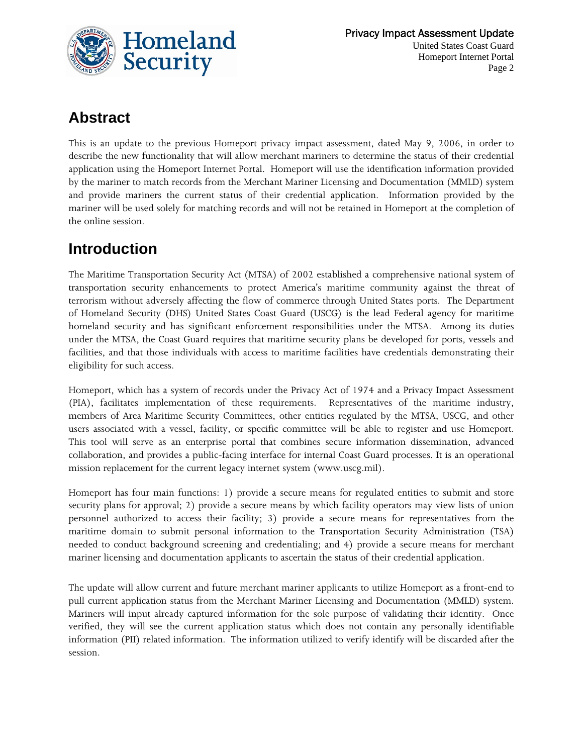## Abstract

This is an update to the previous Homeport privacy impact assessment, dated May 9, 2006, in order to describe the new functionality that will allow merchant mariners to determine the status of their credential application using the Homeport Internet Portal. Homeport will use the identification information provided by the mariner to match records from the Merchant Mariner Licensing and Documentation (MMLD) system and provide mariners the current status of their credential application. Information provided by the mariner will be used solely for matching records and will not be retained in Homeport at the completion of the online session.

## Introduction

The Maritime Transportation Security Act (MTSA) of 2002 established a comprehensive national system of transportation security enhancements to protect America's maritime community against the threat of terrorism without adversely affecting the flow of commerce through United States ports. The Department of Homeland Security (DHS) United States Coast Guard (USCG) is the lead Federal agency for maritime homeland security and has significant enforcement responsibilities under the MTSA. Among its duties under the MTSA, the Coast Guard requires that maritime security plans be developed for ports, vessels and facilities, and that those individuals with access to maritime facilities have credentials demonstrating their eligibility for such access.

Homeport, which has a system of records under the Privacy Act of 1974 and a Privacy Impact Assessment (PIA), facilitates implementation of these requirements. Representatives of the maritime industry, members of Area Maritime Security Committees, other entities regulated by the MTSA, USCG, and other users associated with a vessel, facility, or specific committee will be able to register and use Homeport. This tool will serve as an enterprise portal that combines secure information dissemination, advanced collaboration, and provides a public-facing interface for internal Coast Guard processes. It is an operational mission replacement for the current legacy internet system (www.uscg.mil).

Homeport has four main functions: 1) provide a secure means for regulated entities to submit and store security plans for approval; 2) provide a secure means by which facility operators may view lists of union personnel authorized to access their facility; 3) provide a secure means for representatives from the maritime domain to submit personal information to the Transportation Security Administration (TSA) needed to conduct background screening and credentialing; and 4) provide a secure means for merchant mariner licensing and documentation applicants to ascertain the status of their credential application.

The update will allow current and future merchant mariner applicants to utilize Homeport as a front-end to pull current application status from the Merchant Mariner Licensing and Documentation (MMLD) system. Mariners will input already captured information for the sole purpose of validating their identity. Once verified, they will see the current application status which does not contain any personally identifiable information (PII) related information. The information utilized to verify identify will be discarded after the session.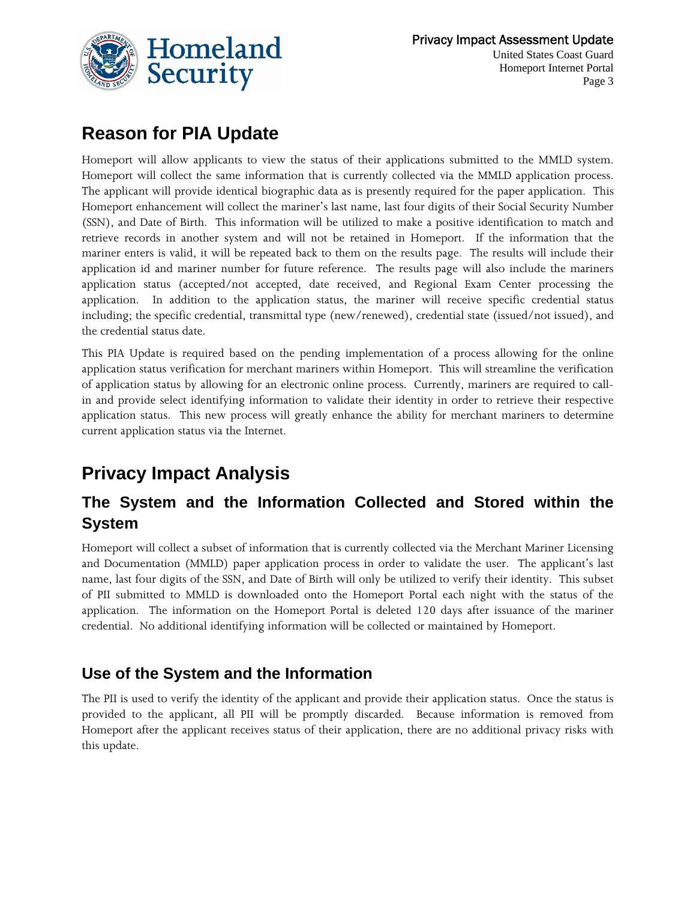## Reason for PIA Update

Homeport will allow applicants to view the status of their applications submitted to the MMLD system. Homeport will collect the same information that is currently collected via the MMLD application process. The applicant will provide identical biographic data as is presently required for the paper application. This Homeport enhancement will collect the mariner's last name, last four digits of their Social Security Number (SSN), and Date of Birth. This information will be utilized to make a positive identification to match and retrieve records in another system and will not be retained in Homeport. If the information that the mariner enters is valid, it will be repeated back to them on the results page. The results will include their application id and mariner number for future reference. The results page will also include the mariners application status (accepted/not accepted, date received, and Regional Exam Center processing the application. In addition to the application status, the mariner will receive specific credential status including; the specific credential, transmittal type (new/renewed), credential state (issued/not issued), and the credential status date.

This PIA Update is required based on the pending implementation of a process allowing for the online application status verification for merchant mariners within Homeport. This will streamline the verification of application status by allowing for an electronic online process. Currently, mariners are required to call-in and provide select identifying information to validate their identity in order to retrieve their respective application status. This new process will greatly enhance the ability for merchant mariners to determine current application status via the Internet.

## Privacy Impact Analysis

### The System and the Information Collected and Stored within the System

Homeport will collect a subset of information that is currently collected via the Merchant Mariner Licensing and Documentation (MMLD) paper application process in order to validate the user. The applicant's last name, last four digits of the SSN, and Date of Birth will only be utilized to verify their identity. This subset of PII submitted to MMLD is downloaded onto the Homeport Portal each night with the status of the application. The information on the Homeport Portal is deleted 120 days after issuance of the mariner credential. No additional identifying information will be collected or maintained by Homeport.

### Use of the System and the Information

The PII is used to verify the identity of the applicant and provide their application status. Once the status is provided to the applicant, all PII will be promptly discarded. Because information is removed from Homeport after the applicant receives status of their application, there are no additional privacy risks with this update.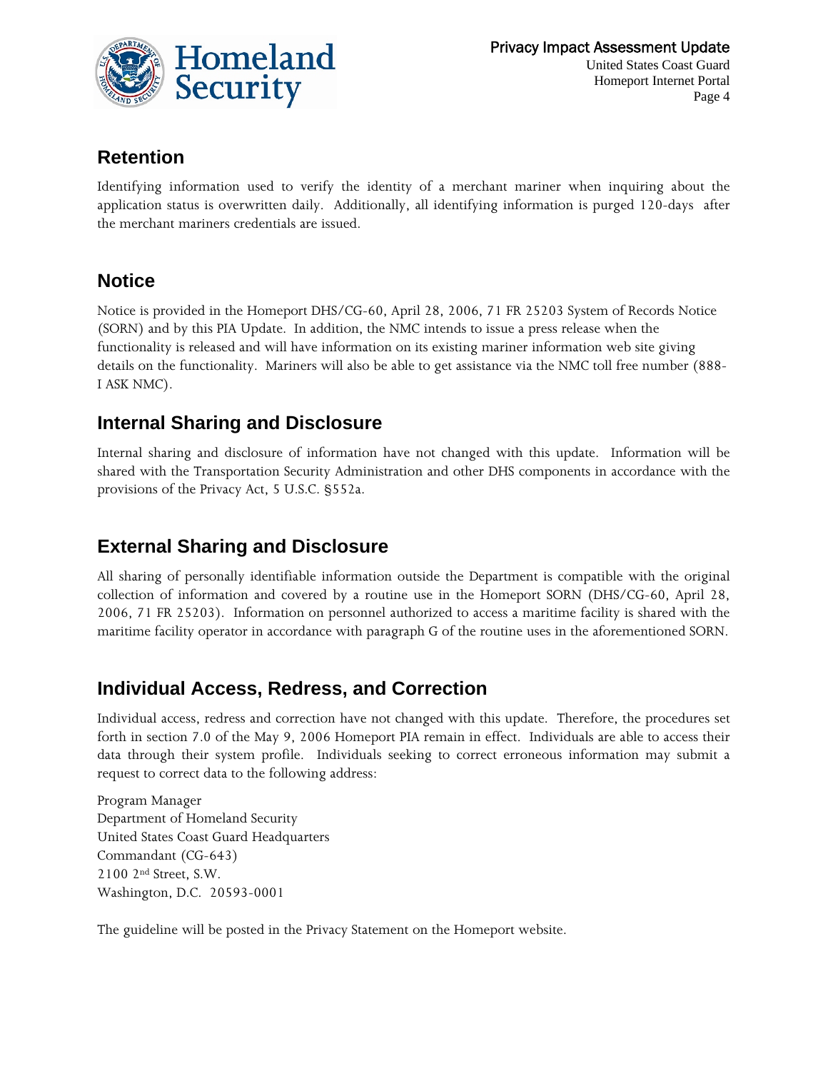## Retention

Identifying information used to verify the identity of a merchant mariner when inquiring about the application status is overwritten daily. Additionally, all identifying information is purged 120-days after the merchant mariners credentials are issued.

## Notice

Notice is provided in the Homeport DHS/CG-60, April 28, 2006, 71 FR 25203 System of Records Notice (SORN) and by this PIA Update. In addition, the NMC intends to issue a press release when the functionality is released and will have information on its existing mariner information web site giving details on the functionality. Mariners will also be able to get assistance via the NMC toll free number (888-I ASK NMC).

## Internal Sharing and Disclosure

Internal sharing and disclosure of information have not changed with this update. Information will be shared with the Transportation Security Administration and other DHS components in accordance with the provisions of the Privacy Act, 5 U.S.C. §552a.

## External Sharing and Disclosure

All sharing of personally identifiable information outside the Department is compatible with the original collection of information and covered by a routine use in the Homeport SORN (DHS/CG-60, April 28, 2006, 71 FR 25203). Information on personnel authorized to access a maritime facility is shared with the maritime facility operator in accordance with paragraph G of the routine uses in the aforementioned SORN.

## Individual Access, Redress, and Correction

Individual access, redress and correction have not changed with this update. Therefore, the procedures set forth in section 7.0 of the May 9, 2006 Homeport PIA remain in effect. Individuals are able to access their data through their system profile. Individuals seeking to correct erroneous information may submit a request to correct data to the following address:

Program Manager
Department of Homeland Security
United States Coast Guard Headquarters
Commandant (CG-643)
2100 2nd Street, S.W.
Washington, D.C. 20593-0001

The guideline will be posted in the Privacy Statement on the Homeport website.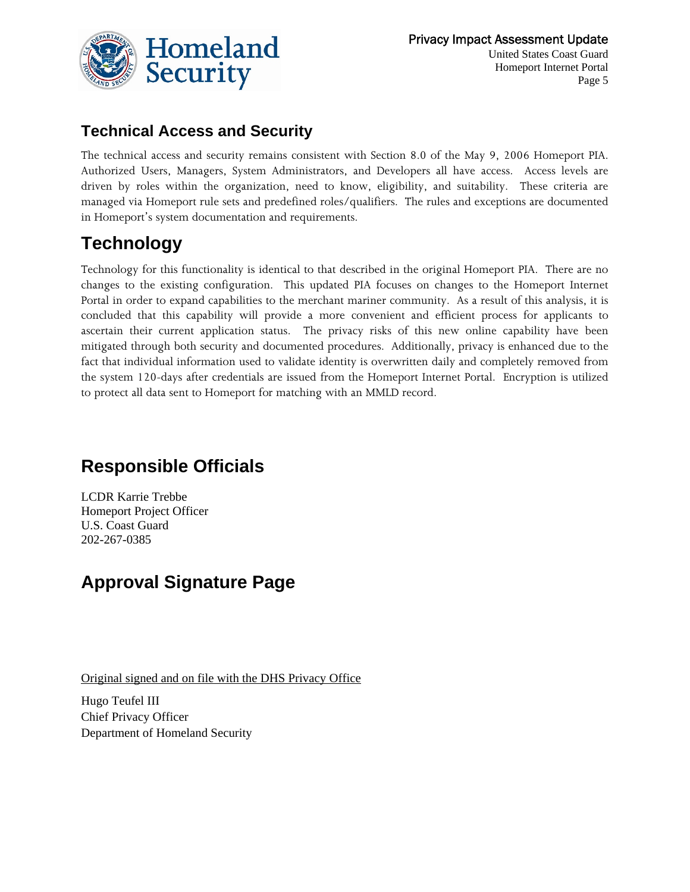## Technical Access and Security

The technical access and security remains consistent with Section 8.0 of the May 9, 2006 Homeport PIA. Authorized Users, Managers, System Administrators, and Developers all have access. Access levels are driven by roles within the organization, need to know, eligibility, and suitability. These criteria are managed via Homeport rule sets and predefined roles/qualifiers. The rules and exceptions are documented in Homeport's system documentation and requirements.

## Technology

Technology for this functionality is identical to that described in the original Homeport PIA. There are no changes to the existing configuration. This updated PIA focuses on changes to the Homeport Internet Portal in order to expand capabilities to the merchant mariner community. As a result of this analysis, it is concluded that this capability will provide a more convenient and efficient process for applicants to ascertain their current application status. The privacy risks of this new online capability have been mitigated through both security and documented procedures. Additionally, privacy is enhanced due to the fact that individual information used to validate identity is overwritten daily and completely removed from the system 120-days after credentials are issued from the Homeport Internet Portal. Encryption is utilized to protect all data sent to Homeport for matching with an MMLD record.

## Responsible Officials

LCDR Karrie Trebbe
Homeport Project Officer
U.S. Coast Guard
202-267-0385

## Approval Signature Page

Original signed and on file with the DHS Privacy Office

Hugo Teufel III
Chief Privacy Officer
Department of Homeland Security